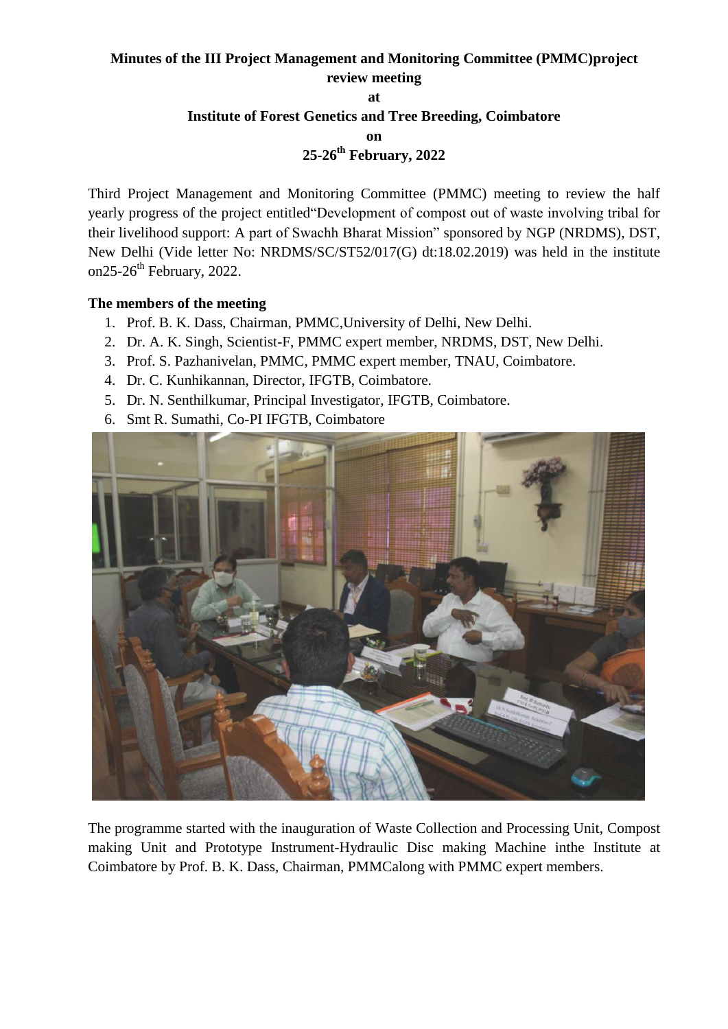**Minutes of the III Project Management and Monitoring Committee (PMMC)project review meeting**

**at**

**Institute of Forest Genetics and Tree Breeding, Coimbatore**

**on**

**25-26th February, 2022**

Third Project Management and Monitoring Committee (PMMC) meeting to review the half yearly progress of the project entitled"Development of compost out of waste involving tribal for their livelihood support: A part of Swachh Bharat Mission" sponsored by NGP (NRDMS), DST, New Delhi (Vide letter No: NRDMS/SC/ST52/017(G) dt:18.02.2019) was held in the institute on25-26th February, 2022.

**The members of the meeting**

1. Prof. B. K. Dass, Chairman, PMMC,University of Delhi, New Delhi.
2. Dr. A. K. Singh, Scientist-F, PMMC expert member, NRDMS, DST, New Delhi.
3. Prof. S. Pazhanivelan, PMMC, PMMC expert member, TNAU, Coimbatore.
4. Dr. C. Kunhikannan, Director, IFGTB, Coimbatore.
5. Dr. N. Senthilkumar, Principal Investigator, IFGTB, Coimbatore.
6. Smt R. Sumathi, Co-PI IFGTB, Coimbatore

The programme started with the inauguration of Waste Collection and Processing Unit, Compost making Unit and Prototype Instrument-Hydraulic Disc making Machine inthe Institute at Coimbatore by Prof. B. K. Dass, Chairman, PMMCalong with PMMC expert members.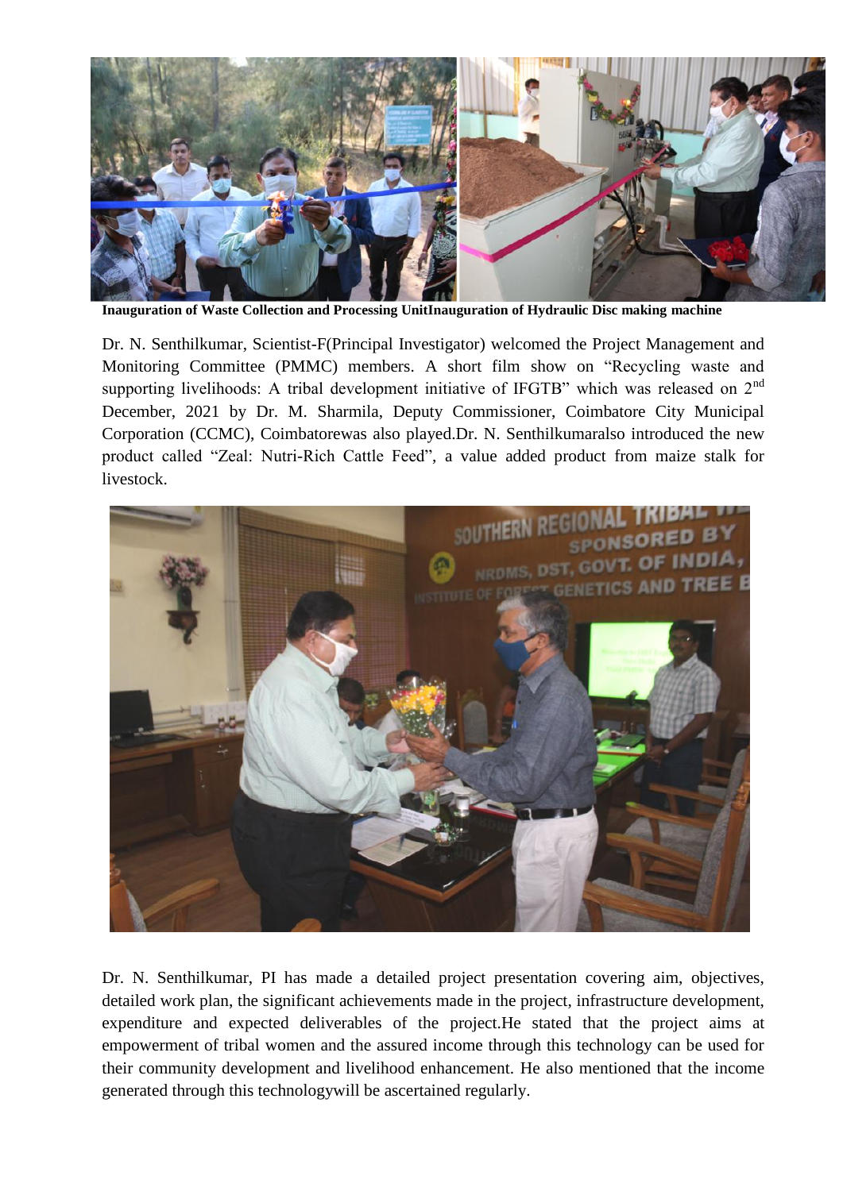**Inauguration of Waste Collection and Processing UnitInauguration of Hydraulic Disc making machine**

Dr. N. Senthilkumar, Scientist-F(Principal Investigator) welcomed the Project Management and Monitoring Committee (PMMC) members. A short film show on "Recycling waste and supporting livelihoods: A tribal development initiative of IFGTB" which was released on 2nd December, 2021 by Dr. M. Sharmila, Deputy Commissioner, Coimbatore City Municipal Corporation (CCMC), Coimbatorewas also played.Dr. N. Senthilkumaralso introduced the new product called "Zeal: Nutri-Rich Cattle Feed", a value added product from maize stalk for livestock.

Dr. N. Senthilkumar, PI has made a detailed project presentation covering aim, objectives, detailed work plan, the significant achievements made in the project, infrastructure development, expenditure and expected deliverables of the project.He stated that the project aims at empowerment of tribal women and the assured income through this technology can be used for their community development and livelihood enhancement. He also mentioned that the income generated through this technologywill be ascertained regularly.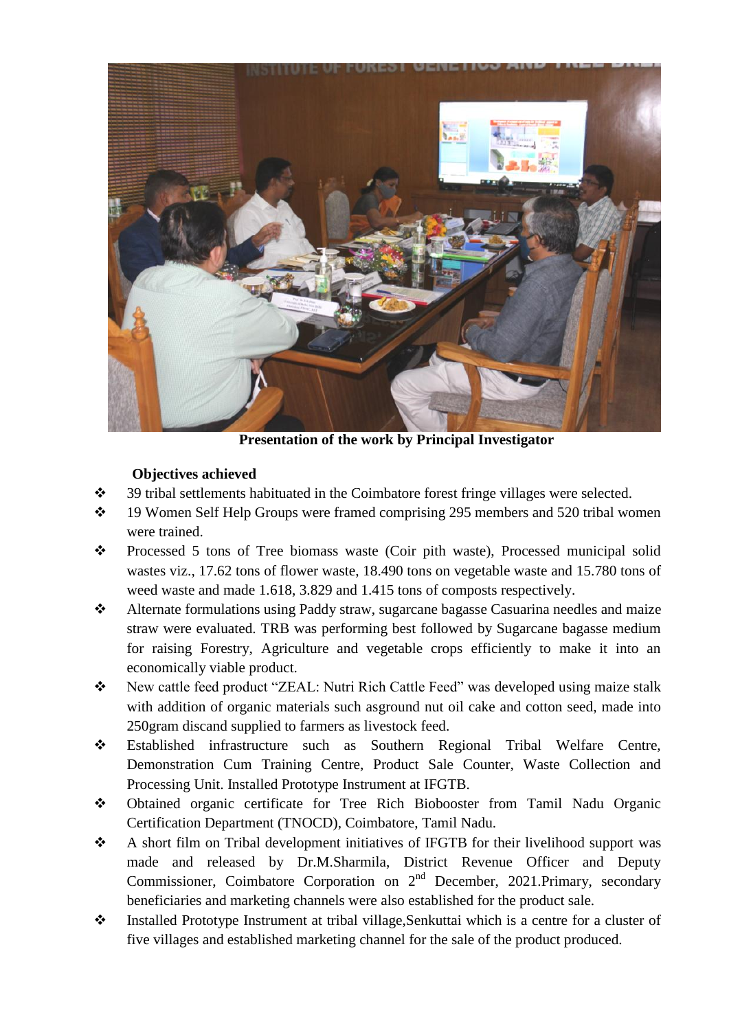**Presentation of the work by Principal Investigator**

**Objectives achieved**

- 39 tribal settlements habituated in the Coimbatore forest fringe villages were selected.
- 19 Women Self Help Groups were framed comprising 295 members and 520 tribal women were trained.
- Processed 5 tons of Tree biomass waste (Coir pith waste), Processed municipal solid wastes viz., 17.62 tons of flower waste, 18.490 tons on vegetable waste and 15.780 tons of weed waste and made 1.618, 3.829 and 1.415 tons of composts respectively.
- Alternate formulations using Paddy straw, sugarcane bagasse Casuarina needles and maize straw were evaluated. TRB was performing best followed by Sugarcane bagasse medium for raising Forestry, Agriculture and vegetable crops efficiently to make it into an economically viable product.
- New cattle feed product "ZEAL: Nutri Rich Cattle Feed" was developed using maize stalk with addition of organic materials such asground nut oil cake and cotton seed, made into 250gram discand supplied to farmers as livestock feed.
- Established infrastructure such as Southern Regional Tribal Welfare Centre, Demonstration Cum Training Centre, Product Sale Counter, Waste Collection and Processing Unit. Installed Prototype Instrument at IFGTB.
- Obtained organic certificate for Tree Rich Biobooster from Tamil Nadu Organic Certification Department (TNOCD), Coimbatore, Tamil Nadu.
- A short film on Tribal development initiatives of IFGTB for their livelihood support was made and released by Dr.M.Sharmila, District Revenue Officer and Deputy Commissioner, Coimbatore Corporation on 2nd December, 2021.Primary, secondary beneficiaries and marketing channels were also established for the product sale.
- Installed Prototype Instrument at tribal village,Senkuttai which is a centre for a cluster of five villages and established marketing channel for the sale of the product produced.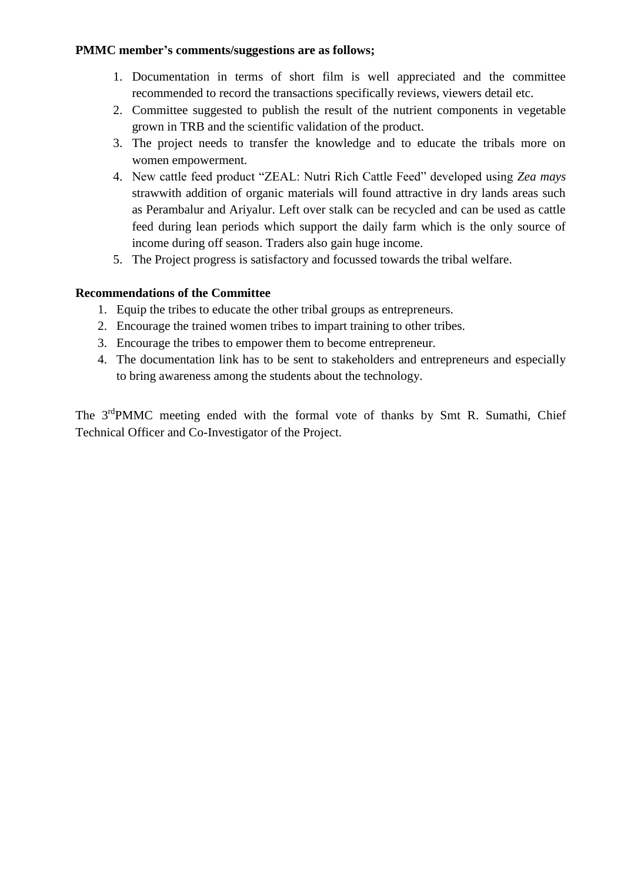**PMMC member's comments/suggestions are as follows;**

1. Documentation in terms of short film is well appreciated and the committee recommended to record the transactions specifically reviews, viewers detail etc.
2. Committee suggested to publish the result of the nutrient components in vegetable grown in TRB and the scientific validation of the product.
3. The project needs to transfer the knowledge and to educate the tribals more on women empowerment.
4. New cattle feed product "ZEAL: Nutri Rich Cattle Feed" developed using *Zea mays* strawwith addition of organic materials will found attractive in dry lands areas such as Perambalur and Ariyalur. Left over stalk can be recycled and can be used as cattle feed during lean periods which support the daily farm which is the only source of income during off season. Traders also gain huge income.
5. The Project progress is satisfactory and focussed towards the tribal welfare.

**Recommendations of the Committee**

1. Equip the tribes to educate the other tribal groups as entrepreneurs.
2. Encourage the trained women tribes to impart training to other tribes.
3. Encourage the tribes to empower them to become entrepreneur.
4. The documentation link has to be sent to stakeholders and entrepreneurs and especially to bring awareness among the students about the technology.

The 3rd PMMC meeting ended with the formal vote of thanks by Smt R. Sumathi, Chief Technical Officer and Co-Investigator of the Project.